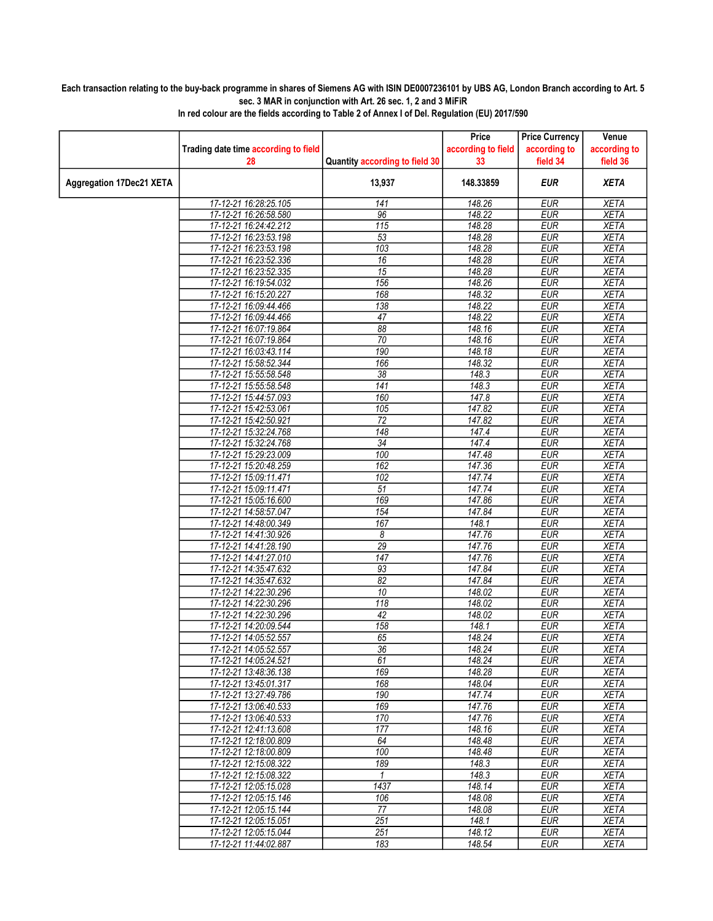**Each transaction relating to the buy-back programme in shares of Siemens AG with ISIN DE0007236101 by UBS AG, London Branch according to Art. 5 sec. 3 MAR in conjunction with Art. 26 sec. 1, 2 and 3 MiFiR**
**In red colour are the fields according to Table 2 of Annex I of Del. Regulation (EU) 2017/590**

| | Trading date time according to field 28 | Quantity according to field 30 | Price according to field 33 | Price Currency according to field 34 | Venue according to field 36 |
|---|---|---|---|---|---|
| **Aggregation 17Dec21 XETA** | | **13,937** | **148.33859** | ***EUR*** | ***XETA*** |
| | 17-12-21 16:28:25.105 | 141 | 148.26 | EUR | XETA |
| | 17-12-21 16:26:58.580 | 96 | 148.22 | EUR | XETA |
| | 17-12-21 16:24:42.212 | 115 | 148.28 | EUR | XETA |
| | 17-12-21 16:23:53.198 | 53 | 148.28 | EUR | XETA |
| | 17-12-21 16:23:53.198 | 103 | 148.28 | EUR | XETA |
| | 17-12-21 16:23:52.336 | 16 | 148.28 | EUR | XETA |
| | 17-12-21 16:23:52.335 | 15 | 148.28 | EUR | XETA |
| | 17-12-21 16:19:54.032 | 156 | 148.26 | EUR | XETA |
| | 17-12-21 16:15:20.227 | 168 | 148.32 | EUR | XETA |
| | 17-12-21 16:09:44.466 | 138 | 148.22 | EUR | XETA |
| | 17-12-21 16:09:44.466 | 47 | 148.22 | EUR | XETA |
| | 17-12-21 16:07:19.864 | 88 | 148.16 | EUR | XETA |
| | 17-12-21 16:07:19.864 | 70 | 148.16 | EUR | XETA |
| | 17-12-21 16:03:43.114 | 190 | 148.18 | EUR | XETA |
| | 17-12-21 15:58:52.344 | 166 | 148.32 | EUR | XETA |
| | 17-12-21 15:55:58.548 | 38 | 148.3 | EUR | XETA |
| | 17-12-21 15:55:58.548 | 141 | 148.3 | EUR | XETA |
| | 17-12-21 15:44:57.093 | 160 | 147.8 | EUR | XETA |
| | 17-12-21 15:42:53.061 | 105 | 147.82 | EUR | XETA |
| | 17-12-21 15:42:50.921 | 72 | 147.82 | EUR | XETA |
| | 17-12-21 15:32:24.768 | 148 | 147.4 | EUR | XETA |
| | 17-12-21 15:32:24.768 | 34 | 147.4 | EUR | XETA |
| | 17-12-21 15:29:23.009 | 100 | 147.48 | EUR | XETA |
| | 17-12-21 15:20:48.259 | 162 | 147.36 | EUR | XETA |
| | 17-12-21 15:09:11.471 | 102 | 147.74 | EUR | XETA |
| | 17-12-21 15:09:11.471 | 51 | 147.74 | EUR | XETA |
| | 17-12-21 15:05:16.600 | 169 | 147.86 | EUR | XETA |
| | 17-12-21 14:58:57.047 | 154 | 147.84 | EUR | XETA |
| | 17-12-21 14:48:00.349 | 167 | 148.1 | EUR | XETA |
| | 17-12-21 14:41:30.926 | 8 | 147.76 | EUR | XETA |
| | 17-12-21 14:41:28.190 | 29 | 147.76 | EUR | XETA |
| | 17-12-21 14:41:27.010 | 147 | 147.76 | EUR | XETA |
| | 17-12-21 14:35:47.632 | 93 | 147.84 | EUR | XETA |
| | 17-12-21 14:35:47.632 | 82 | 147.84 | EUR | XETA |
| | 17-12-21 14:22:30.296 | 10 | 148.02 | EUR | XETA |
| | 17-12-21 14:22:30.296 | 118 | 148.02 | EUR | XETA |
| | 17-12-21 14:22:30.296 | 42 | 148.02 | EUR | XETA |
| | 17-12-21 14:20:09.544 | 158 | 148.1 | EUR | XETA |
| | 17-12-21 14:05:52.557 | 65 | 148.24 | EUR | XETA |
| | 17-12-21 14:05:52.557 | 36 | 148.24 | EUR | XETA |
| | 17-12-21 14:05:24.521 | 61 | 148.24 | EUR | XETA |
| | 17-12-21 13:48:36.138 | 169 | 148.28 | EUR | XETA |
| | 17-12-21 13:45:01.317 | 168 | 148.04 | EUR | XETA |
| | 17-12-21 13:27:49.786 | 190 | 147.74 | EUR | XETA |
| | 17-12-21 13:06:40.533 | 169 | 147.76 | EUR | XETA |
| | 17-12-21 13:06:40.533 | 170 | 147.76 | EUR | XETA |
| | 17-12-21 12:41:13.608 | 177 | 148.16 | EUR | XETA |
| | 17-12-21 12:18:00.809 | 64 | 148.48 | EUR | XETA |
| | 17-12-21 12:18:00.809 | 100 | 148.48 | EUR | XETA |
| | 17-12-21 12:15:08.322 | 189 | 148.3 | EUR | XETA |
| | 17-12-21 12:15:08.322 | 1 | 148.3 | EUR | XETA |
| | 17-12-21 12:05:15.028 | 1437 | 148.14 | EUR | XETA |
| | 17-12-21 12:05:15.146 | 106 | 148.08 | EUR | XETA |
| | 17-12-21 12:05:15.144 | 77 | 148.08 | EUR | XETA |
| | 17-12-21 12:05:15.051 | 251 | 148.1 | EUR | XETA |
| | 17-12-21 12:05:15.044 | 251 | 148.12 | EUR | XETA |
| | 17-12-21 11:44:02.887 | 183 | 148.54 | EUR | XETA |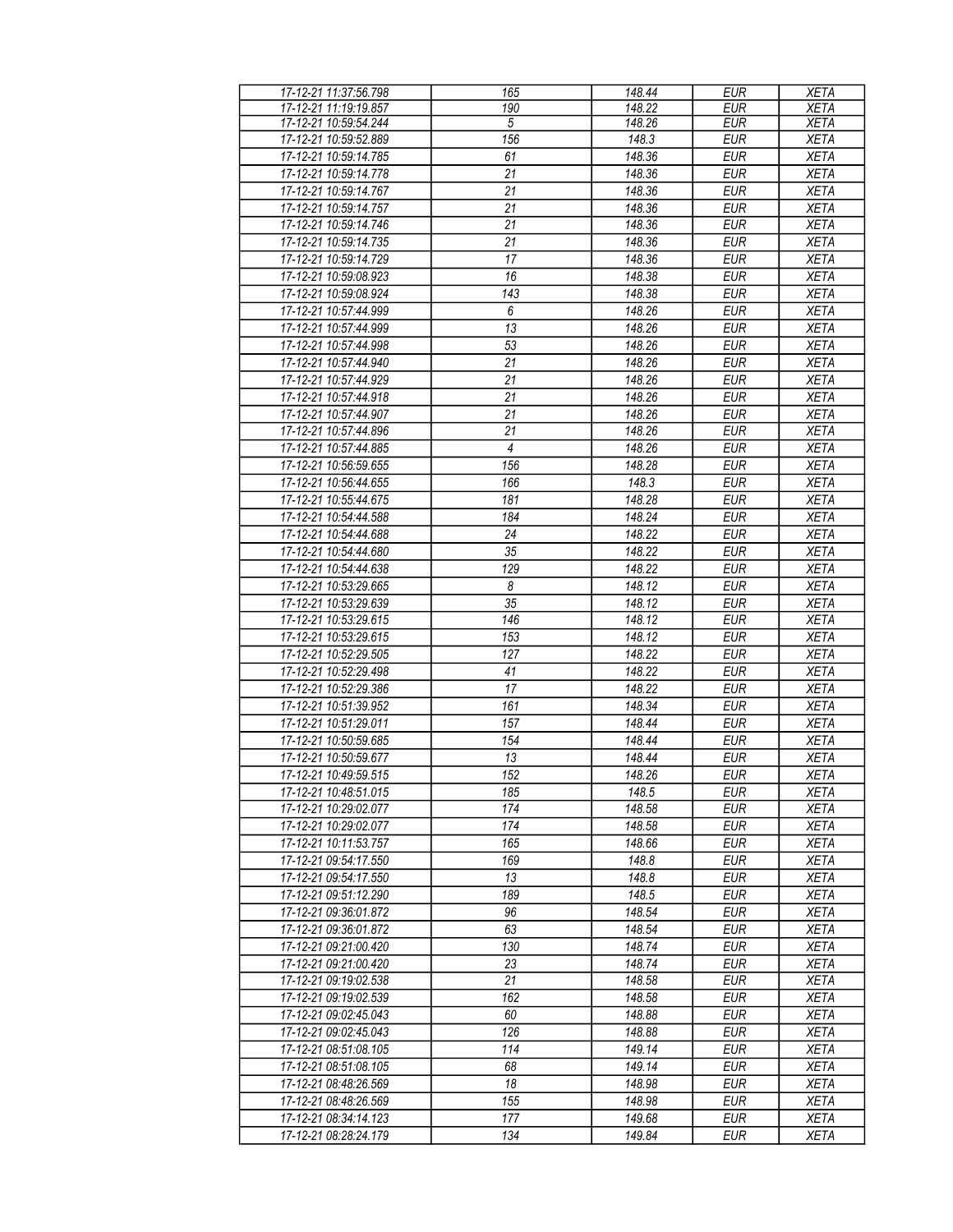| 17-12-21 11:37:56.798 | 165 | 148.44 | EUR | XETA |
|---|---|---|---|---|
| 17-12-21 11:19:19.857 | 190 | 148.22 | EUR | XETA |
| 17-12-21 10:59:54.244 | 5 | 148.26 | EUR | XETA |
| 17-12-21 10:59:52.889 | 156 | 148.3 | EUR | XETA |
| 17-12-21 10:59:14.785 | 61 | 148.36 | EUR | XETA |
| 17-12-21 10:59:14.778 | 21 | 148.36 | EUR | XETA |
| 17-12-21 10:59:14.767 | 21 | 148.36 | EUR | XETA |
| 17-12-21 10:59:14.757 | 21 | 148.36 | EUR | XETA |
| 17-12-21 10:59:14.746 | 21 | 148.36 | EUR | XETA |
| 17-12-21 10:59:14.735 | 21 | 148.36 | EUR | XETA |
| 17-12-21 10:59:14.729 | 17 | 148.36 | EUR | XETA |
| 17-12-21 10:59:08.923 | 16 | 148.38 | EUR | XETA |
| 17-12-21 10:59:08.924 | 143 | 148.38 | EUR | XETA |
| 17-12-21 10:57:44.999 | 6 | 148.26 | EUR | XETA |
| 17-12-21 10:57:44.999 | 13 | 148.26 | EUR | XETA |
| 17-12-21 10:57:44.998 | 53 | 148.26 | EUR | XETA |
| 17-12-21 10:57:44.940 | 21 | 148.26 | EUR | XETA |
| 17-12-21 10:57:44.929 | 21 | 148.26 | EUR | XETA |
| 17-12-21 10:57:44.918 | 21 | 148.26 | EUR | XETA |
| 17-12-21 10:57:44.907 | 21 | 148.26 | EUR | XETA |
| 17-12-21 10:57:44.896 | 21 | 148.26 | EUR | XETA |
| 17-12-21 10:57:44.885 | 4 | 148.26 | EUR | XETA |
| 17-12-21 10:56:59.655 | 156 | 148.28 | EUR | XETA |
| 17-12-21 10:56:44.655 | 166 | 148.3 | EUR | XETA |
| 17-12-21 10:55:44.675 | 181 | 148.28 | EUR | XETA |
| 17-12-21 10:54:44.588 | 184 | 148.24 | EUR | XETA |
| 17-12-21 10:54:44.688 | 24 | 148.22 | EUR | XETA |
| 17-12-21 10:54:44.680 | 35 | 148.22 | EUR | XETA |
| 17-12-21 10:54:44.638 | 129 | 148.22 | EUR | XETA |
| 17-12-21 10:53:29.665 | 8 | 148.12 | EUR | XETA |
| 17-12-21 10:53:29.639 | 35 | 148.12 | EUR | XETA |
| 17-12-21 10:53:29.615 | 146 | 148.12 | EUR | XETA |
| 17-12-21 10:53:29.615 | 153 | 148.12 | EUR | XETA |
| 17-12-21 10:52:29.505 | 127 | 148.22 | EUR | XETA |
| 17-12-21 10:52:29.498 | 41 | 148.22 | EUR | XETA |
| 17-12-21 10:52:29.386 | 17 | 148.22 | EUR | XETA |
| 17-12-21 10:51:39.952 | 161 | 148.34 | EUR | XETA |
| 17-12-21 10:51:29.011 | 157 | 148.44 | EUR | XETA |
| 17-12-21 10:50:59.685 | 154 | 148.44 | EUR | XETA |
| 17-12-21 10:50:59.677 | 13 | 148.44 | EUR | XETA |
| 17-12-21 10:49:59.515 | 152 | 148.26 | EUR | XETA |
| 17-12-21 10:48:51.015 | 185 | 148.5 | EUR | XETA |
| 17-12-21 10:29:02.077 | 174 | 148.58 | EUR | XETA |
| 17-12-21 10:29:02.077 | 174 | 148.58 | EUR | XETA |
| 17-12-21 10:11:53.757 | 165 | 148.66 | EUR | XETA |
| 17-12-21 09:54:17.550 | 169 | 148.8 | EUR | XETA |
| 17-12-21 09:54:17.550 | 13 | 148.8 | EUR | XETA |
| 17-12-21 09:51:12.290 | 189 | 148.5 | EUR | XETA |
| 17-12-21 09:36:01.872 | 96 | 148.54 | EUR | XETA |
| 17-12-21 09:36:01.872 | 63 | 148.54 | EUR | XETA |
| 17-12-21 09:21:00.420 | 130 | 148.74 | EUR | XETA |
| 17-12-21 09:21:00.420 | 23 | 148.74 | EUR | XETA |
| 17-12-21 09:19:02.538 | 21 | 148.58 | EUR | XETA |
| 17-12-21 09:19:02.539 | 162 | 148.58 | EUR | XETA |
| 17-12-21 09:02:45.043 | 60 | 148.88 | EUR | XETA |
| 17-12-21 09:02:45.043 | 126 | 148.88 | EUR | XETA |
| 17-12-21 08:51:08.105 | 114 | 149.14 | EUR | XETA |
| 17-12-21 08:51:08.105 | 68 | 149.14 | EUR | XETA |
| 17-12-21 08:48:26.569 | 18 | 148.98 | EUR | XETA |
| 17-12-21 08:48:26.569 | 155 | 148.98 | EUR | XETA |
| 17-12-21 08:34:14.123 | 177 | 149.68 | EUR | XETA |
| 17-12-21 08:28:24.179 | 134 | 149.84 | EUR | XETA |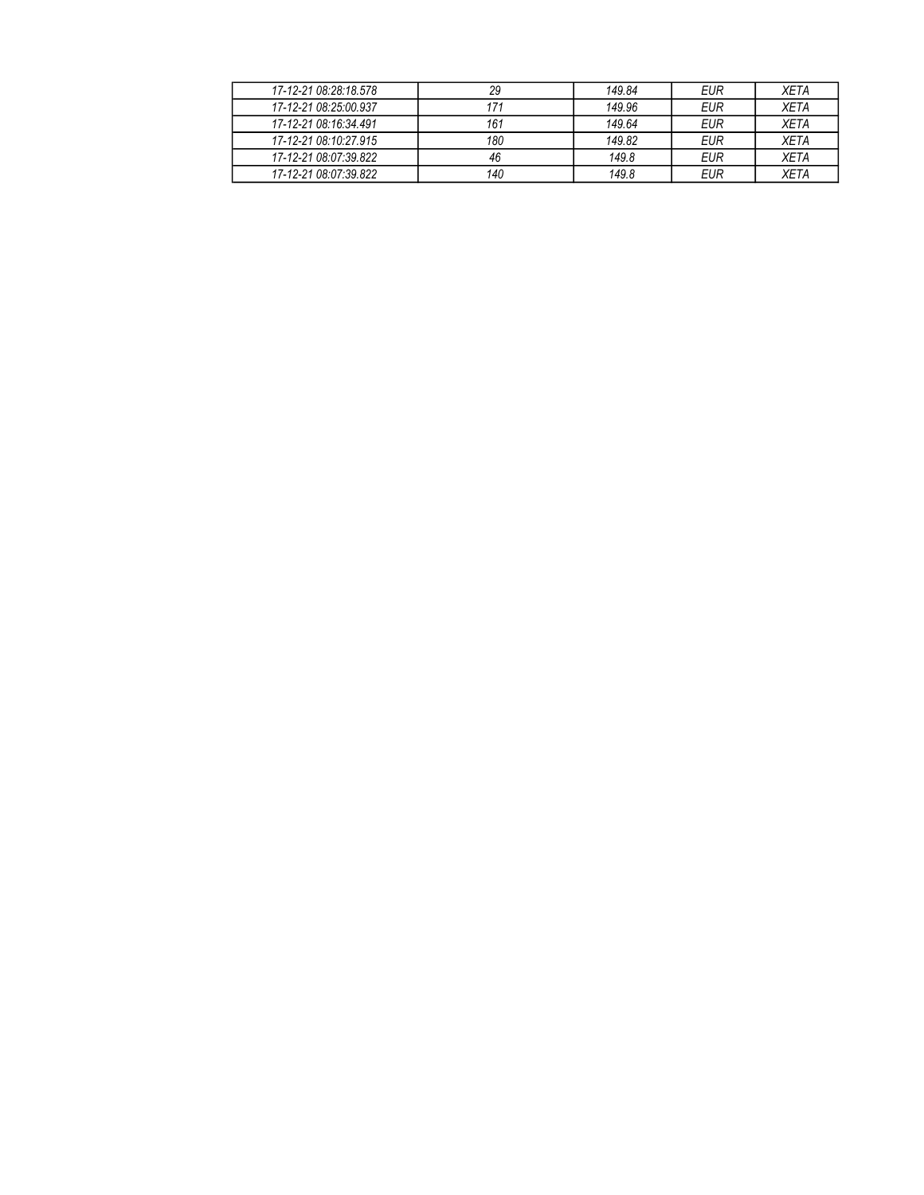| *17-12-21 08:28:18.578* | *29* | *149.84* | *EUR* | *XETA* |
|---|---|---|---|---|
| *17-12-21 08:25:00.937* | *171* | *149.96* | *EUR* | *XETA* |
| *17-12-21 08:16:34.491* | *161* | *149.64* | *EUR* | *XETA* |
| *17-12-21 08:10:27.915* | *180* | *149.82* | *EUR* | *XETA* |
| *17-12-21 08:07:39.822* | *46* | *149.8* | *EUR* | *XETA* |
| *17-12-21 08:07:39.822* | *140* | *149.8* | *EUR* | *XETA* |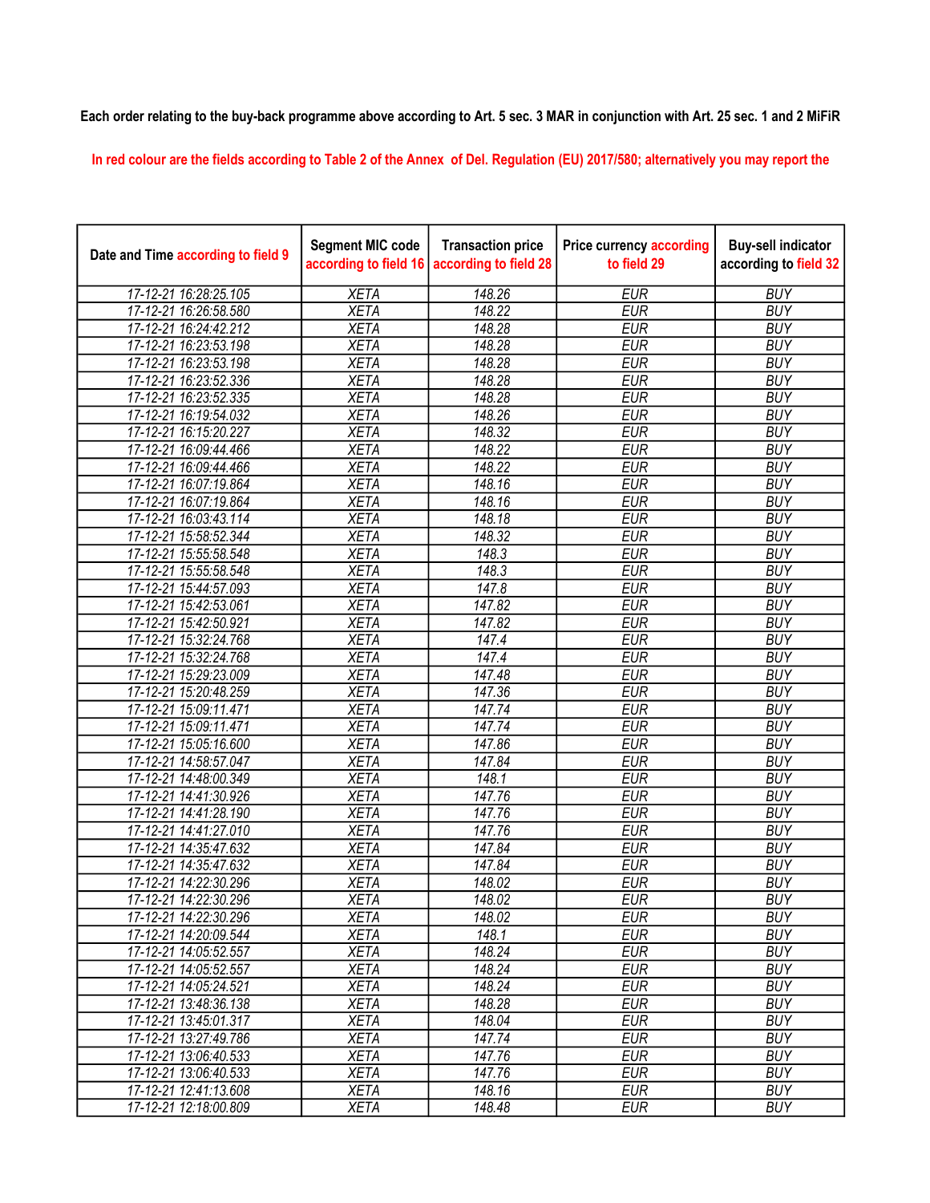Each order relating to the buy-back programme above according to Art. 5 sec. 3 MAR in conjunction with Art. 25 sec. 1 and 2 MiFiR

In red colour are the fields according to Table 2 of the Annex of Del. Regulation (EU) 2017/580; alternatively you may report the

| Date and Time according to field 9 | Segment MIC code according to field 16 | Transaction price according to field 28 | Price currency according to field 29 | Buy-sell indicator according to field 32 |
|---|---|---|---|---|
| 17-12-21 16:28:25.105 | XETA | 148.26 | EUR | BUY |
| 17-12-21 16:26:58.580 | XETA | 148.22 | EUR | BUY |
| 17-12-21 16:24:42.212 | XETA | 148.28 | EUR | BUY |
| 17-12-21 16:23:53.198 | XETA | 148.28 | EUR | BUY |
| 17-12-21 16:23:53.198 | XETA | 148.28 | EUR | BUY |
| 17-12-21 16:23:52.336 | XETA | 148.28 | EUR | BUY |
| 17-12-21 16:23:52.335 | XETA | 148.28 | EUR | BUY |
| 17-12-21 16:19:54.032 | XETA | 148.26 | EUR | BUY |
| 17-12-21 16:15:20.227 | XETA | 148.32 | EUR | BUY |
| 17-12-21 16:09:44.466 | XETA | 148.22 | EUR | BUY |
| 17-12-21 16:09:44.466 | XETA | 148.22 | EUR | BUY |
| 17-12-21 16:07:19.864 | XETA | 148.16 | EUR | BUY |
| 17-12-21 16:07:19.864 | XETA | 148.16 | EUR | BUY |
| 17-12-21 16:03:43.114 | XETA | 148.18 | EUR | BUY |
| 17-12-21 15:58:52.344 | XETA | 148.32 | EUR | BUY |
| 17-12-21 15:55:58.548 | XETA | 148.3 | EUR | BUY |
| 17-12-21 15:55:58.548 | XETA | 148.3 | EUR | BUY |
| 17-12-21 15:44:57.093 | XETA | 147.8 | EUR | BUY |
| 17-12-21 15:42:53.061 | XETA | 147.82 | EUR | BUY |
| 17-12-21 15:42:50.921 | XETA | 147.82 | EUR | BUY |
| 17-12-21 15:32:24.768 | XETA | 147.4 | EUR | BUY |
| 17-12-21 15:32:24.768 | XETA | 147.4 | EUR | BUY |
| 17-12-21 15:29:23.009 | XETA | 147.48 | EUR | BUY |
| 17-12-21 15:20:48.259 | XETA | 147.36 | EUR | BUY |
| 17-12-21 15:09:11.471 | XETA | 147.74 | EUR | BUY |
| 17-12-21 15:09:11.471 | XETA | 147.74 | EUR | BUY |
| 17-12-21 15:05:16.600 | XETA | 147.86 | EUR | BUY |
| 17-12-21 14:58:57.047 | XETA | 147.84 | EUR | BUY |
| 17-12-21 14:48:00.349 | XETA | 148.1 | EUR | BUY |
| 17-12-21 14:41:30.926 | XETA | 147.76 | EUR | BUY |
| 17-12-21 14:41:28.190 | XETA | 147.76 | EUR | BUY |
| 17-12-21 14:41:27.010 | XETA | 147.76 | EUR | BUY |
| 17-12-21 14:35:47.632 | XETA | 147.84 | EUR | BUY |
| 17-12-21 14:35:47.632 | XETA | 147.84 | EUR | BUY |
| 17-12-21 14:22:30.296 | XETA | 148.02 | EUR | BUY |
| 17-12-21 14:22:30.296 | XETA | 148.02 | EUR | BUY |
| 17-12-21 14:22:30.296 | XETA | 148.02 | EUR | BUY |
| 17-12-21 14:20:09.544 | XETA | 148.1 | EUR | BUY |
| 17-12-21 14:05:52.557 | XETA | 148.24 | EUR | BUY |
| 17-12-21 14:05:52.557 | XETA | 148.24 | EUR | BUY |
| 17-12-21 14:05:24.521 | XETA | 148.24 | EUR | BUY |
| 17-12-21 13:48:36.138 | XETA | 148.28 | EUR | BUY |
| 17-12-21 13:45:01.317 | XETA | 148.04 | EUR | BUY |
| 17-12-21 13:27:49.786 | XETA | 147.74 | EUR | BUY |
| 17-12-21 13:06:40.533 | XETA | 147.76 | EUR | BUY |
| 17-12-21 13:06:40.533 | XETA | 147.76 | EUR | BUY |
| 17-12-21 12:41:13.608 | XETA | 148.16 | EUR | BUY |
| 17-12-21 12:18:00.809 | XETA | 148.48 | EUR | BUY |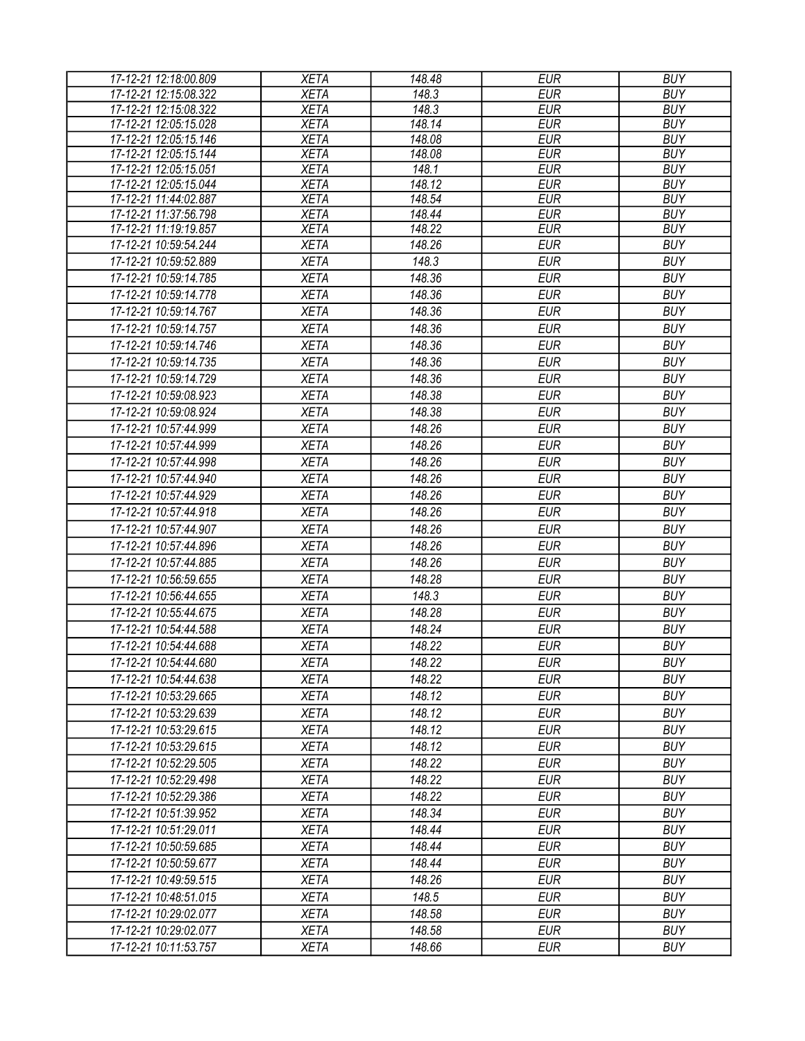| 17-12-21 12:18:00.809 | XETA | 148.48 | EUR | BUY |
|---|---|---|---|---|
| 17-12-21 12:15:08.322 | XETA | 148.3 | EUR | BUY |
| 17-12-21 12:15:08.322 | XETA | 148.3 | EUR | BUY |
| 17-12-21 12:05:15.028 | XETA | 148.14 | EUR | BUY |
| 17-12-21 12:05:15.146 | XETA | 148.08 | EUR | BUY |
| 17-12-21 12:05:15.144 | XETA | 148.08 | EUR | BUY |
| 17-12-21 12:05:15.051 | XETA | 148.1 | EUR | BUY |
| 17-12-21 12:05:15.044 | XETA | 148.12 | EUR | BUY |
| 17-12-21 11:44:02.887 | XETA | 148.54 | EUR | BUY |
| 17-12-21 11:37:56.798 | XETA | 148.44 | EUR | BUY |
| 17-12-21 11:19:19.857 | XETA | 148.22 | EUR | BUY |
| 17-12-21 10:59:54.244 | XETA | 148.26 | EUR | BUY |
| 17-12-21 10:59:52.889 | XETA | 148.3 | EUR | BUY |
| 17-12-21 10:59:14.785 | XETA | 148.36 | EUR | BUY |
| 17-12-21 10:59:14.778 | XETA | 148.36 | EUR | BUY |
| 17-12-21 10:59:14.767 | XETA | 148.36 | EUR | BUY |
| 17-12-21 10:59:14.757 | XETA | 148.36 | EUR | BUY |
| 17-12-21 10:59:14.746 | XETA | 148.36 | EUR | BUY |
| 17-12-21 10:59:14.735 | XETA | 148.36 | EUR | BUY |
| 17-12-21 10:59:14.729 | XETA | 148.36 | EUR | BUY |
| 17-12-21 10:59:08.923 | XETA | 148.38 | EUR | BUY |
| 17-12-21 10:59:08.924 | XETA | 148.38 | EUR | BUY |
| 17-12-21 10:57:44.999 | XETA | 148.26 | EUR | BUY |
| 17-12-21 10:57:44.999 | XETA | 148.26 | EUR | BUY |
| 17-12-21 10:57:44.998 | XETA | 148.26 | EUR | BUY |
| 17-12-21 10:57:44.940 | XETA | 148.26 | EUR | BUY |
| 17-12-21 10:57:44.929 | XETA | 148.26 | EUR | BUY |
| 17-12-21 10:57:44.918 | XETA | 148.26 | EUR | BUY |
| 17-12-21 10:57:44.907 | XETA | 148.26 | EUR | BUY |
| 17-12-21 10:57:44.896 | XETA | 148.26 | EUR | BUY |
| 17-12-21 10:57:44.885 | XETA | 148.26 | EUR | BUY |
| 17-12-21 10:56:59.655 | XETA | 148.28 | EUR | BUY |
| 17-12-21 10:56:44.655 | XETA | 148.3 | EUR | BUY |
| 17-12-21 10:55:44.675 | XETA | 148.28 | EUR | BUY |
| 17-12-21 10:54:44.588 | XETA | 148.24 | EUR | BUY |
| 17-12-21 10:54:44.688 | XETA | 148.22 | EUR | BUY |
| 17-12-21 10:54:44.680 | XETA | 148.22 | EUR | BUY |
| 17-12-21 10:54:44.638 | XETA | 148.22 | EUR | BUY |
| 17-12-21 10:53:29.665 | XETA | 148.12 | EUR | BUY |
| 17-12-21 10:53:29.639 | XETA | 148.12 | EUR | BUY |
| 17-12-21 10:53:29.615 | XETA | 148.12 | EUR | BUY |
| 17-12-21 10:53:29.615 | XETA | 148.12 | EUR | BUY |
| 17-12-21 10:52:29.505 | XETA | 148.22 | EUR | BUY |
| 17-12-21 10:52:29.498 | XETA | 148.22 | EUR | BUY |
| 17-12-21 10:52:29.386 | XETA | 148.22 | EUR | BUY |
| 17-12-21 10:51:39.952 | XETA | 148.34 | EUR | BUY |
| 17-12-21 10:51:29.011 | XETA | 148.44 | EUR | BUY |
| 17-12-21 10:50:59.685 | XETA | 148.44 | EUR | BUY |
| 17-12-21 10:50:59.677 | XETA | 148.44 | EUR | BUY |
| 17-12-21 10:49:59.515 | XETA | 148.26 | EUR | BUY |
| 17-12-21 10:48:51.015 | XETA | 148.5 | EUR | BUY |
| 17-12-21 10:29:02.077 | XETA | 148.58 | EUR | BUY |
| 17-12-21 10:29:02.077 | XETA | 148.58 | EUR | BUY |
| 17-12-21 10:11:53.757 | XETA | 148.66 | EUR | BUY |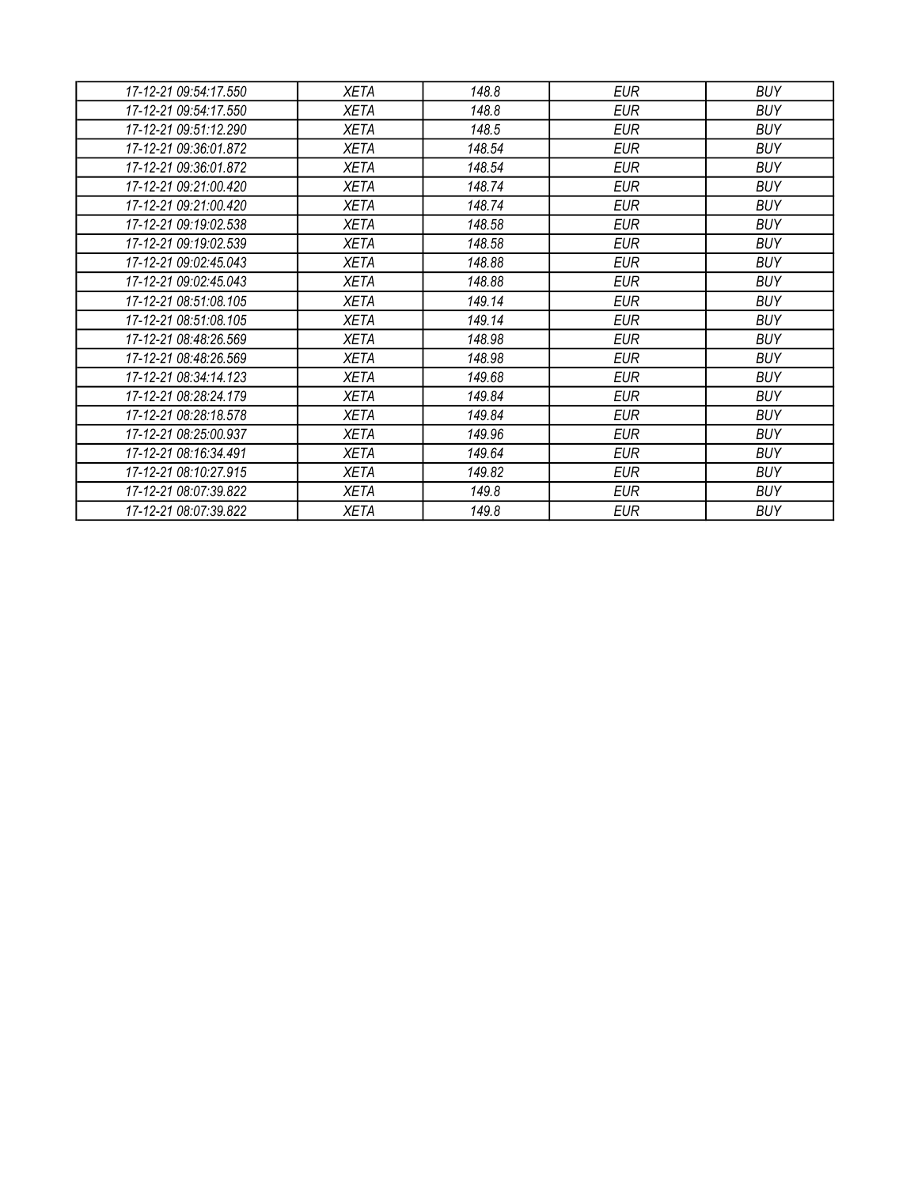| | | | | |
|---|---|---|---|---|
| *17-12-21 09:54:17.550* | *XETA* | *148.8* | *EUR* | *BUY* |
| *17-12-21 09:54:17.550* | *XETA* | *148.8* | *EUR* | *BUY* |
| *17-12-21 09:51:12.290* | *XETA* | *148.5* | *EUR* | *BUY* |
| *17-12-21 09:36:01.872* | *XETA* | *148.54* | *EUR* | *BUY* |
| *17-12-21 09:36:01.872* | *XETA* | *148.54* | *EUR* | *BUY* |
| *17-12-21 09:21:00.420* | *XETA* | *148.74* | *EUR* | *BUY* |
| *17-12-21 09:21:00.420* | *XETA* | *148.74* | *EUR* | *BUY* |
| *17-12-21 09:19:02.538* | *XETA* | *148.58* | *EUR* | *BUY* |
| *17-12-21 09:19:02.539* | *XETA* | *148.58* | *EUR* | *BUY* |
| *17-12-21 09:02:45.043* | *XETA* | *148.88* | *EUR* | *BUY* |
| *17-12-21 09:02:45.043* | *XETA* | *148.88* | *EUR* | *BUY* |
| *17-12-21 08:51:08.105* | *XETA* | *149.14* | *EUR* | *BUY* |
| *17-12-21 08:51:08.105* | *XETA* | *149.14* | *EUR* | *BUY* |
| *17-12-21 08:48:26.569* | *XETA* | *148.98* | *EUR* | *BUY* |
| *17-12-21 08:48:26.569* | *XETA* | *148.98* | *EUR* | *BUY* |
| *17-12-21 08:34:14.123* | *XETA* | *149.68* | *EUR* | *BUY* |
| *17-12-21 08:28:24.179* | *XETA* | *149.84* | *EUR* | *BUY* |
| *17-12-21 08:28:18.578* | *XETA* | *149.84* | *EUR* | *BUY* |
| *17-12-21 08:25:00.937* | *XETA* | *149.96* | *EUR* | *BUY* |
| *17-12-21 08:16:34.491* | *XETA* | *149.64* | *EUR* | *BUY* |
| *17-12-21 08:10:27.915* | *XETA* | *149.82* | *EUR* | *BUY* |
| *17-12-21 08:07:39.822* | *XETA* | *149.8* | *EUR* | *BUY* |
| *17-12-21 08:07:39.822* | *XETA* | *149.8* | *EUR* | *BUY* |